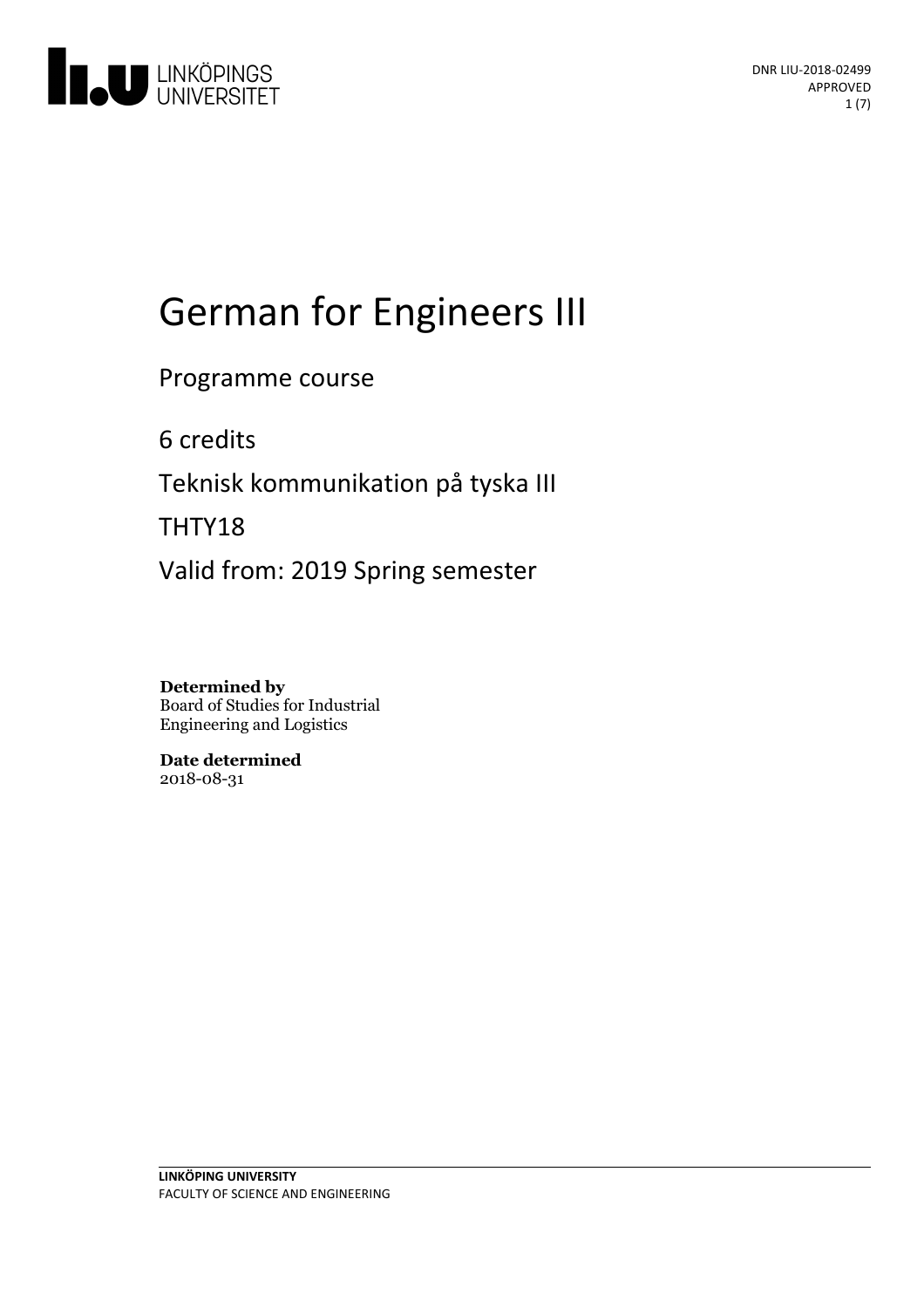DNR LIU-2018-02499
APPROVED

# German for Engineers III

Programme course

6 credits

Teknisk kommunikation på tyska III

THTY18

Valid from: 2019 Spring semester

**Determined by**
Board of Studies for Industrial Engineering and Logistics

**Date determined**
2018-08-31

**LINKÖPING UNIVERSITY**
FACULTY OF SCIENCE AND ENGINEERING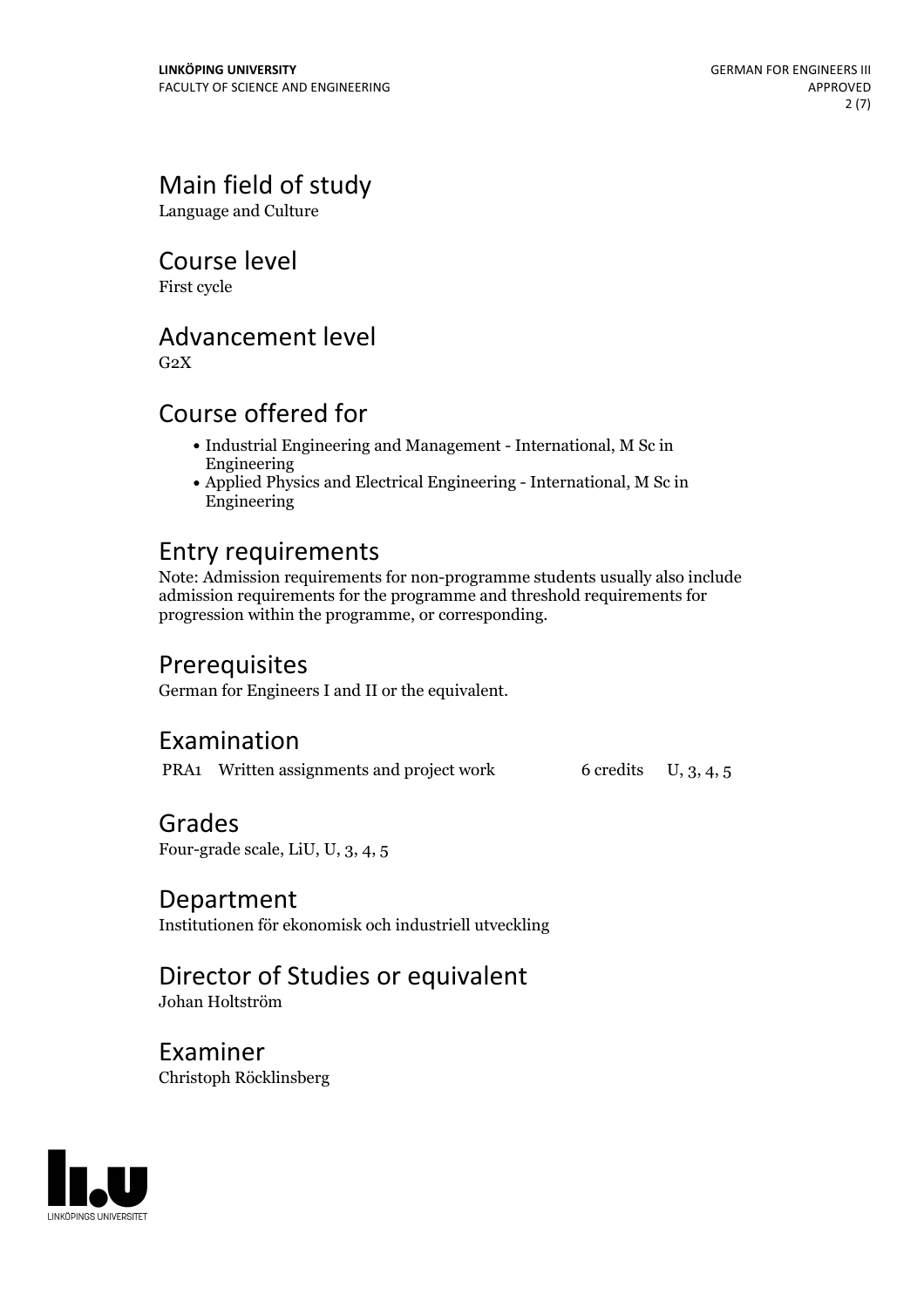## Main field of study

Language and Culture

## Course level

First cycle

## Advancement level

G2X

## Course offered for

- Industrial Engineering and Management - International, M Sc in Engineering
- Applied Physics and Electrical Engineering - International, M Sc in Engineering

## Entry requirements

Note: Admission requirements for non-programme students usually also include admission requirements for the programme and threshold requirements for progression within the programme, or corresponding.

## Prerequisites

German for Engineers I and II or the equivalent.

## Examination

| | | | |
|---|---|---|---|
| PRA1 | Written assignments and project work | 6 credits | U, 3, 4, 5 |

## Grades

Four-grade scale, LiU, U, 3, 4, 5

## Department

Institutionen för ekonomisk och industriell utveckling

## Director of Studies or equivalent

Johan Holtström

## Examiner

Christoph Röcklinsberg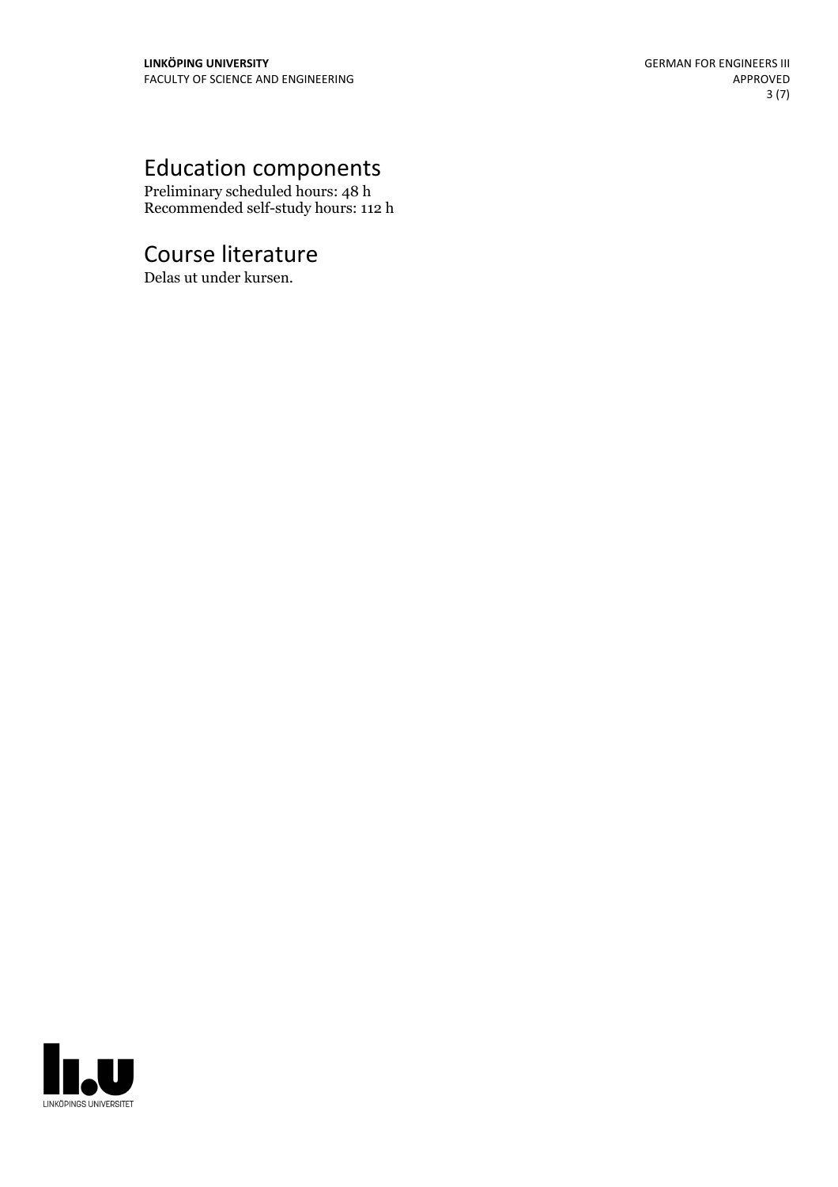# Education components

Preliminary scheduled hours: 48 h
Recommended self-study hours: 112 h

# Course literature

Delas ut under kursen.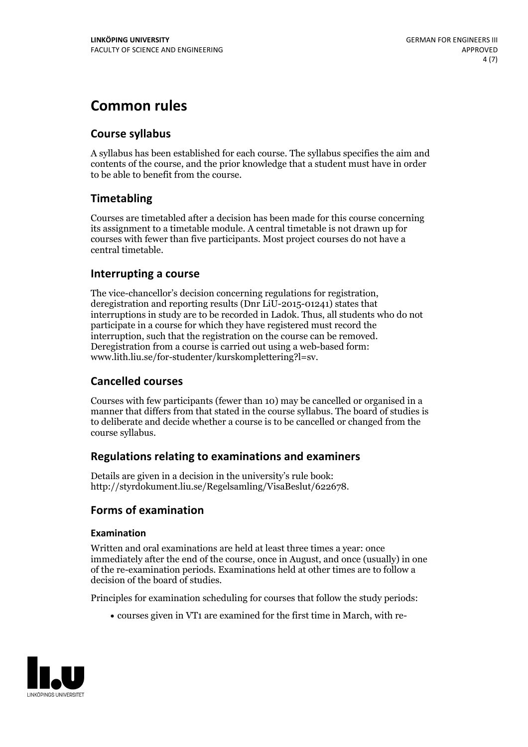# Common rules

## Course syllabus

A syllabus has been established for each course. The syllabus specifies the aim and contents of the course, and the prior knowledge that a student must have in order to be able to benefit from the course.

## Timetabling

Courses are timetabled after a decision has been made for this course concerning its assignment to a timetable module. A central timetable is not drawn up for courses with fewer than five participants. Most project courses do not have a central timetable.

## Interrupting a course

The vice-chancellor's decision concerning regulations for registration, deregistration and reporting results (Dnr LiU-2015-01241) states that interruptions in study are to be recorded in Ladok. Thus, all students who do not participate in a course for which they have registered must record the interruption, such that the registration on the course can be removed. Deregistration from a course is carried out using a web-based form: www.lith.liu.se/for-studenter/kurskomplettering?l=sv.

## Cancelled courses

Courses with few participants (fewer than 10) may be cancelled or organised in a manner that differs from that stated in the course syllabus. The board of studies is to deliberate and decide whether a course is to be cancelled or changed from the course syllabus.

## Regulations relating to examinations and examiners

Details are given in a decision in the university's rule book: http://styrdokument.liu.se/Regelsamling/VisaBeslut/622678.

## Forms of examination

### Examination

Written and oral examinations are held at least three times a year: once immediately after the end of the course, once in August, and once (usually) in one of the re-examination periods. Examinations held at other times are to follow a decision of the board of studies.

Principles for examination scheduling for courses that follow the study periods:

- courses given in VT1 are examined for the first time in March, with re-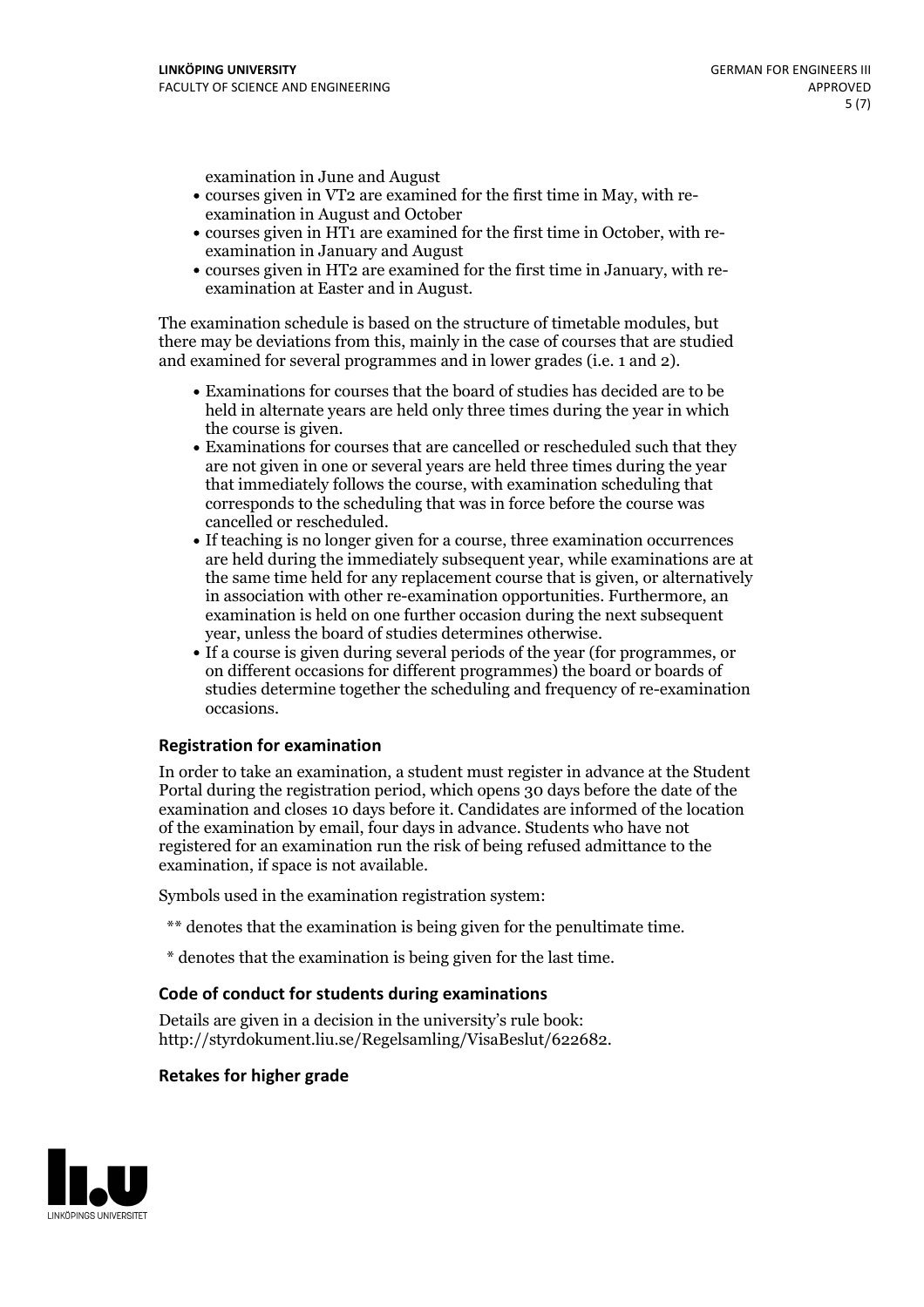examination in June and August

- courses given in VT2 are examined for the first time in May, with re-examination in August and October
- courses given in HT1 are examined for the first time in October, with re-examination in January and August
- courses given in HT2 are examined for the first time in January, with re-examination at Easter and in August.

The examination schedule is based on the structure of timetable modules, but there may be deviations from this, mainly in the case of courses that are studied and examined for several programmes and in lower grades (i.e. 1 and 2).

- Examinations for courses that the board of studies has decided are to be held in alternate years are held only three times during the year in which the course is given.
- Examinations for courses that are cancelled or rescheduled such that they are not given in one or several years are held three times during the year that immediately follows the course, with examination scheduling that corresponds to the scheduling that was in force before the course was cancelled or rescheduled.
- If teaching is no longer given for a course, three examination occurrences are held during the immediately subsequent year, while examinations are at the same time held for any replacement course that is given, or alternatively in association with other re-examination opportunities. Furthermore, an examination is held on one further occasion during the next subsequent year, unless the board of studies determines otherwise.
- If a course is given during several periods of the year (for programmes, or on different occasions for different programmes) the board or boards of studies determine together the scheduling and frequency of re-examination occasions.

### Registration for examination

In order to take an examination, a student must register in advance at the Student Portal during the registration period, which opens 30 days before the date of the examination and closes 10 days before it. Candidates are informed of the location of the examination by email, four days in advance. Students who have not registered for an examination run the risk of being refused admittance to the examination, if space is not available.

Symbols used in the examination registration system:

** denotes that the examination is being given for the penultimate time.

* denotes that the examination is being given for the last time.

### Code of conduct for students during examinations

Details are given in a decision in the university's rule book: http://styrdokument.liu.se/Regelsamling/VisaBeslut/622682.

### Retakes for higher grade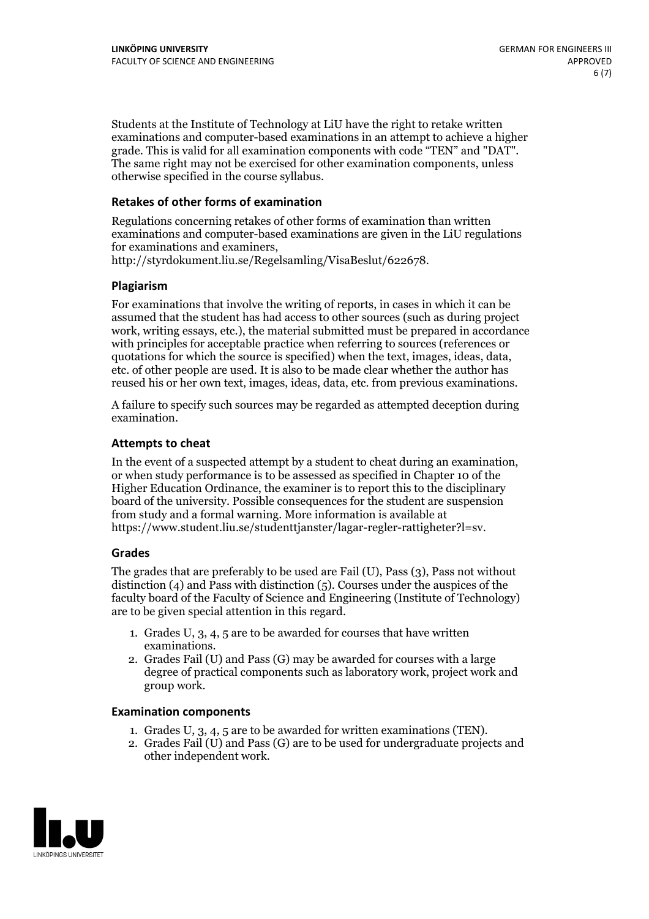Students at the Institute of Technology at LiU have the right to retake written examinations and computer-based examinations in an attempt to achieve a higher grade. This is valid for all examination components with code "TEN" and "DAT". The same right may not be exercised for other examination components, unless otherwise specified in the course syllabus.

### Retakes of other forms of examination

Regulations concerning retakes of other forms of examination than written examinations and computer-based examinations are given in the LiU regulations for examinations and examiners, http://styrdokument.liu.se/Regelsamling/VisaBeslut/622678.

### Plagiarism

For examinations that involve the writing of reports, in cases in which it can be assumed that the student has had access to other sources (such as during project work, writing essays, etc.), the material submitted must be prepared in accordance with principles for acceptable practice when referring to sources (references or quotations for which the source is specified) when the text, images, ideas, data, etc. of other people are used. It is also to be made clear whether the author has reused his or her own text, images, ideas, data, etc. from previous examinations.

A failure to specify such sources may be regarded as attempted deception during examination.

### Attempts to cheat

In the event of a suspected attempt by a student to cheat during an examination, or when study performance is to be assessed as specified in Chapter 10 of the Higher Education Ordinance, the examiner is to report this to the disciplinary board of the university. Possible consequences for the student are suspension from study and a formal warning. More information is available at https://www.student.liu.se/studenttjanster/lagar-regler-rattigheter?l=sv.

### Grades

The grades that are preferably to be used are Fail (U), Pass (3), Pass not without distinction (4) and Pass with distinction (5). Courses under the auspices of the faculty board of the Faculty of Science and Engineering (Institute of Technology) are to be given special attention in this regard.

1. Grades U, 3, 4, 5 are to be awarded for courses that have written examinations.
2. Grades Fail (U) and Pass (G) may be awarded for courses with a large degree of practical components such as laboratory work, project work and group work.

### Examination components

1. Grades U, 3, 4, 5 are to be awarded for written examinations (TEN).
2. Grades Fail (U) and Pass (G) are to be used for undergraduate projects and other independent work.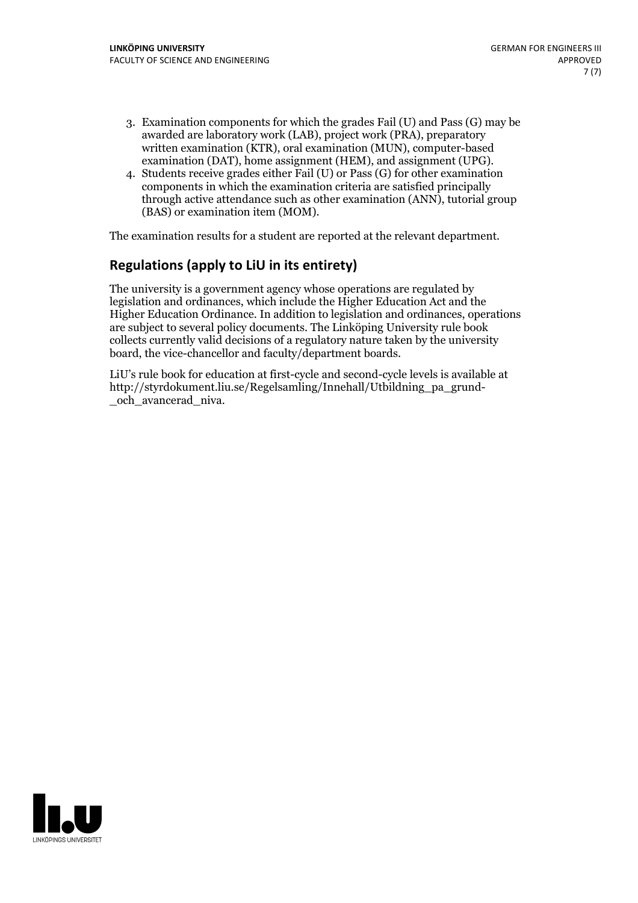3. Examination components for which the grades Fail (U) and Pass (G) may be awarded are laboratory work (LAB), project work (PRA), preparatory written examination (KTR), oral examination (MUN), computer-based examination (DAT), home assignment (HEM), and assignment (UPG).
4. Students receive grades either Fail (U) or Pass (G) for other examination components in which the examination criteria are satisfied principally through active attendance such as other examination (ANN), tutorial group (BAS) or examination item (MOM).

The examination results for a student are reported at the relevant department.

## Regulations (apply to LiU in its entirety)

The university is a government agency whose operations are regulated by legislation and ordinances, which include the Higher Education Act and the Higher Education Ordinance. In addition to legislation and ordinances, operations are subject to several policy documents. The Linköping University rule book collects currently valid decisions of a regulatory nature taken by the university board, the vice-chancellor and faculty/department boards.

LiU's rule book for education at first-cycle and second-cycle levels is available at http://styrdokument.liu.se/Regelsamling/Innehall/Utbildning_pa_grund-_och_avancerad_niva.